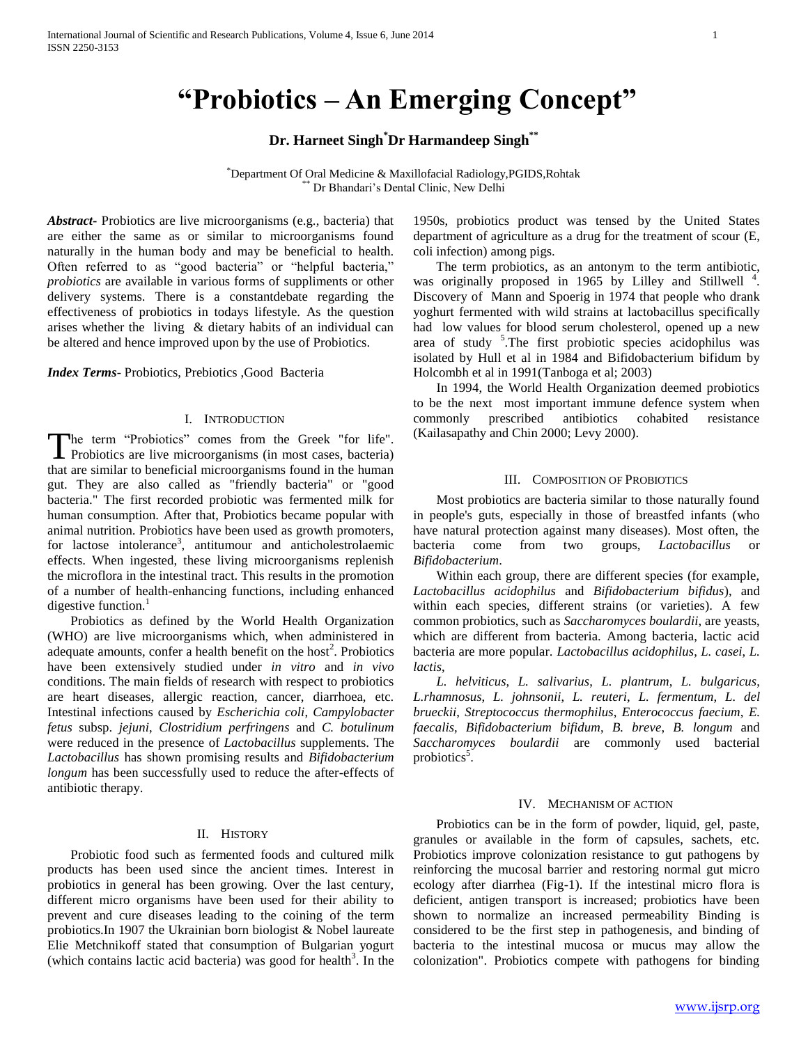# "Probiotics – An Emerging Concept"

**Dr. Harneet Singh[*] Dr Harmandeep Singh[**]**

[*] Department Of Oral Medicine & Maxillofacial Radiology,PGIDS,Rohtak
[**] Dr Bhandari's Dental Clinic, New Delhi

***Abstract***- Probiotics are live microorganisms (e.g., bacteria) that are either the same as or similar to microorganisms found naturally in the human body and may be beneficial to health. Often referred to as "good bacteria" or "helpful bacteria," *probiotics* are available in various forms of suppliments or other delivery systems. There is a constantdebate regarding the effectiveness of probiotics in todays lifestyle. As the question arises whether the living & dietary habits of an individual can be altered and hence improved upon by the use of Probiotics.

***Index Terms***- Probiotics, Prebiotics ,Good Bacteria

## I. Introduction

The term "Probiotics" comes from the Greek "for life". Probiotics are live microorganisms (in most cases, bacteria) that are similar to beneficial microorganisms found in the human gut. They are also called as "friendly bacteria" or "good bacteria." The first recorded probiotic was fermented milk for human consumption. After that, Probiotics became popular with animal nutrition. Probiotics have been used as growth promoters, for lactose intolerance[3], antitumour and anticholestrolaemic effects. When ingested, these living microorganisms replenish the microflora in the intestinal tract. This results in the promotion of a number of health-enhancing functions, including enhanced digestive function.[1]

Probiotics as defined by the World Health Organization (WHO) are live microorganisms which, when administered in adequate amounts, confer a health benefit on the host[2]. Probiotics have been extensively studied under *in vitro* and *in vivo* conditions. The main fields of research with respect to probiotics are heart diseases, allergic reaction, cancer, diarrhoea, etc. Intestinal infections caused by *Escherichia coli*, *Campylobacter fetus* subsp. *jejuni*, *Clostridium perfringens* and *C. botulinum* were reduced in the presence of *Lactobacillus* supplements. The *Lactobacillus* has shown promising results and *Bifidobacterium longum* has been successfully used to reduce the after-effects of antibiotic therapy.

## II. History

Probiotic food such as fermented foods and cultured milk products has been used since the ancient times. Interest in probiotics in general has been growing. Over the last century, different micro organisms have been used for their ability to prevent and cure diseases leading to the coining of the term probiotics.In 1907 the Ukrainian born biologist & Nobel laureate Elie Metchnikoff stated that consumption of Bulgarian yogurt (which contains lactic acid bacteria) was good for health[3]. In the 1950s, probiotics product was tensed by the United States department of agriculture as a drug for the treatment of scour (E, coli infection) among pigs.

The term probiotics, as an antonym to the term antibiotic, was originally proposed in 1965 by Lilley and Stillwell [4]. Discovery of Mann and Spoerig in 1974 that people who drank yoghurt fermented with wild strains at lactobacillus specifically had low values for blood serum cholesterol, opened up a new area of study [5].The first probiotic species acidophilus was isolated by Hull et al in 1984 and Bifidobacterium bifidum by Holcombh et al in 1991(Tanboga et al; 2003)

In 1994, the World Health Organization deemed probiotics to be the next most important immune defence system when commonly prescribed antibiotics cohabited resistance (Kailasapathy and Chin 2000; Levy 2000).

## III. Composition of Probiotics

Most probiotics are bacteria similar to those naturally found in people's guts, especially in those of breastfed infants (who have natural protection against many diseases). Most often, the bacteria come from two groups, *Lactobacillus* or *Bifidobacterium*.

Within each group, there are different species (for example, *Lactobacillus acidophilus* and *Bifidobacterium bifidus*), and within each species, different strains (or varieties). A few common probiotics, such as *Saccharomyces boulardii*, are yeasts, which are different from bacteria. Among bacteria, lactic acid bacteria are more popular. *Lactobacillus acidophilus*, *L. casei*, *L. lactis*,

*L. helviticus*, *L. salivarius*, *L. plantrum*, *L. bulgaricus*, *L.rhamnosus*, *L. johnsonii*, *L. reuteri*, *L. fermentum*, *L. del brueckii*, *Streptococcus thermophilus*, *Enterococcus faecium*, *E. faecalis*, *Bifidobacterium bifidum*, *B. breve*, *B. longum* and *Saccharomyces boulardii* are commonly used bacterial probiotics[5].

## IV. Mechanism of action

Probiotics can be in the form of powder, liquid, gel, paste, granules or available in the form of capsules, sachets, etc. Probiotics improve colonization resistance to gut pathogens by reinforcing the mucosal barrier and restoring normal gut micro ecology after diarrhea (Fig-1). If the intestinal micro flora is deficient, antigen transport is increased; probiotics have been shown to normalize an increased permeability Binding is considered to be the first step in pathogenesis, and binding of bacteria to the intestinal mucosa or mucus may allow the colonization". Probiotics compete with pathogens for binding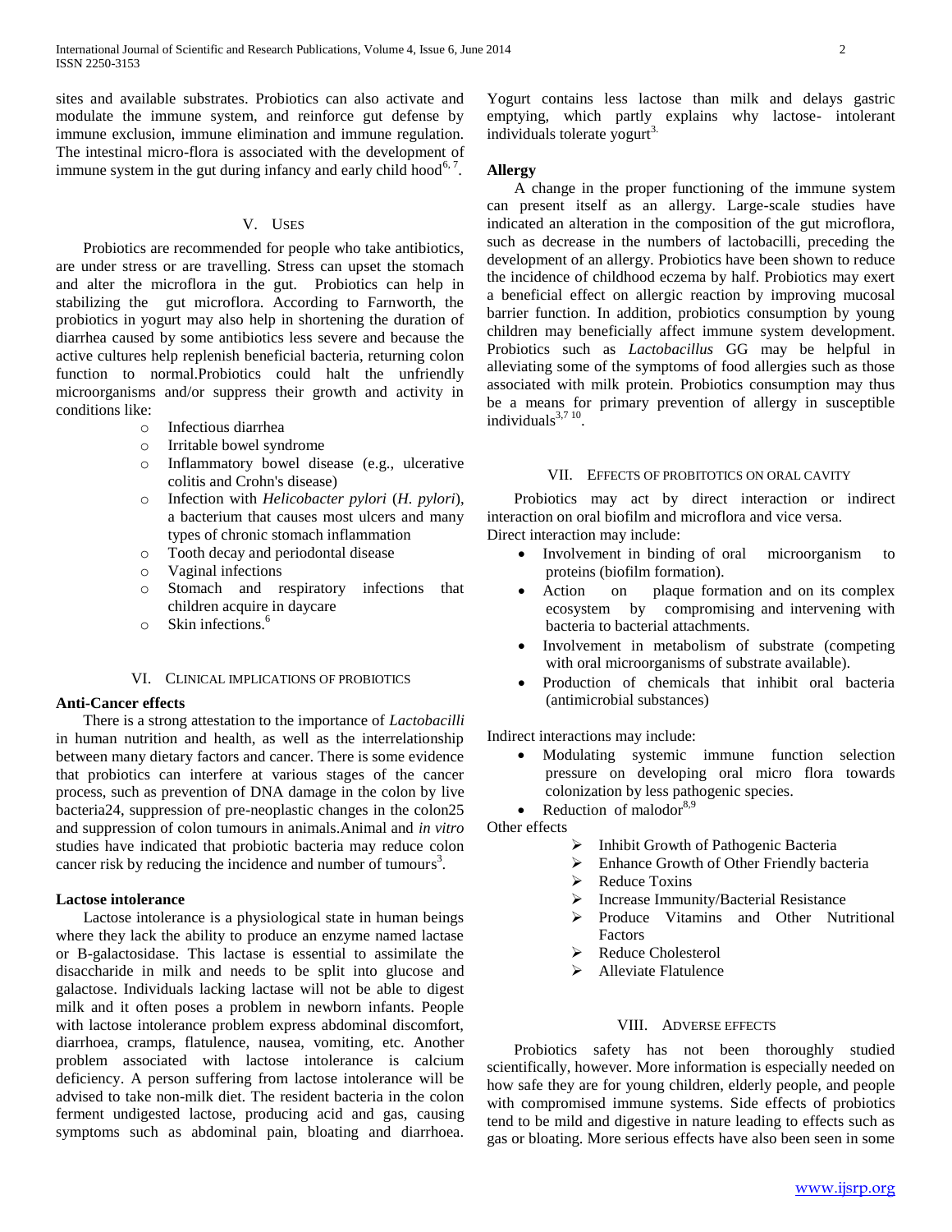sites and available substrates. Probiotics can also activate and modulate the immune system, and reinforce gut defense by immune exclusion, immune elimination and immune regulation. The intestinal micro-flora is associated with the development of immune system in the gut during infancy and early child hood[6, 7].

## V. USES

Probiotics are recommended for people who take antibiotics, are under stress or are travelling. Stress can upset the stomach and alter the microflora in the gut. Probiotics can help in stabilizing the gut microflora. According to Farnworth, the probiotics in yogurt may also help in shortening the duration of diarrhea caused by some antibiotics less severe and because the active cultures help replenish beneficial bacteria, returning colon function to normal.Probiotics could halt the unfriendly microorganisms and/or suppress their growth and activity in conditions like:

- Infectious diarrhea
- Irritable bowel syndrome
- Inflammatory bowel disease (e.g., ulcerative colitis and Crohn's disease)
- Infection with *Helicobacter pylori* (*H. pylori*), a bacterium that causes most ulcers and many types of chronic stomach inflammation
- Tooth decay and periodontal disease
- Vaginal infections
- Stomach and respiratory infections that children acquire in daycare
- Skin infections.[6]

## VI. CLINICAL IMPLICATIONS OF PROBIOTICS

### Anti-Cancer effects

There is a strong attestation to the importance of *Lactobacilli* in human nutrition and health, as well as the interrelationship between many dietary factors and cancer. There is some evidence that probiotics can interfere at various stages of the cancer process, such as prevention of DNA damage in the colon by live bacteria24, suppression of pre-neoplastic changes in the colon25 and suppression of colon tumours in animals.Animal and *in vitro* studies have indicated that probiotic bacteria may reduce colon cancer risk by reducing the incidence and number of tumours[3].

### Lactose intolerance

Lactose intolerance is a physiological state in human beings where they lack the ability to produce an enzyme named lactase or B-galactosidase. This lactase is essential to assimilate the disaccharide in milk and needs to be split into glucose and galactose. Individuals lacking lactase will not be able to digest milk and it often poses a problem in newborn infants. People with lactose intolerance problem express abdominal discomfort, diarrhoea, cramps, flatulence, nausea, vomiting, etc. Another problem associated with lactose intolerance is calcium deficiency. A person suffering from lactose intolerance will be advised to take non-milk diet. The resident bacteria in the colon ferment undigested lactose, producing acid and gas, causing symptoms such as abdominal pain, bloating and diarrhoea. Yogurt contains less lactose than milk and delays gastric emptying, which partly explains why lactose- intolerant individuals tolerate yogurt[3].

### Allergy

A change in the proper functioning of the immune system can present itself as an allergy. Large-scale studies have indicated an alteration in the composition of the gut microflora, such as decrease in the numbers of lactobacilli, preceding the development of an allergy. Probiotics have been shown to reduce the incidence of childhood eczema by half. Probiotics may exert a beneficial effect on allergic reaction by improving mucosal barrier function. In addition, probiotics consumption by young children may beneficially affect immune system development. Probiotics such as *Lactobacillus* GG may be helpful in alleviating some of the symptoms of food allergies such as those associated with milk protein. Probiotics consumption may thus be a means for primary prevention of allergy in susceptible individuals[3,7 10].

## VII. EFFECTS OF PROBITOTICS ON ORAL CAVITY

Probiotics may act by direct interaction or indirect interaction on oral biofilm and microflora and vice versa.
Direct interaction may include:

- Involvement in binding of oral microorganism to proteins (biofilm formation).
- Action on plaque formation and on its complex ecosystem by compromising and intervening with bacteria to bacterial attachments.
- Involvement in metabolism of substrate (competing with oral microorganisms of substrate available).
- Production of chemicals that inhibit oral bacteria (antimicrobial substances)

Indirect interactions may include:

- Modulating systemic immune function selection pressure on developing oral micro flora towards colonization by less pathogenic species.
- Reduction of malodor[8,9]

Other effects

- Inhibit Growth of Pathogenic Bacteria
- Enhance Growth of Other Friendly bacteria
- Reduce Toxins
- Increase Immunity/Bacterial Resistance
- Produce Vitamins and Other Nutritional Factors
- Reduce Cholesterol
- Alleviate Flatulence

## VIII. ADVERSE EFFECTS

Probiotics safety has not been thoroughly studied scientifically, however. More information is especially needed on how safe they are for young children, elderly people, and people with compromised immune systems. Side effects of probiotics tend to be mild and digestive in nature leading to effects such as gas or bloating. More serious effects have also been seen in some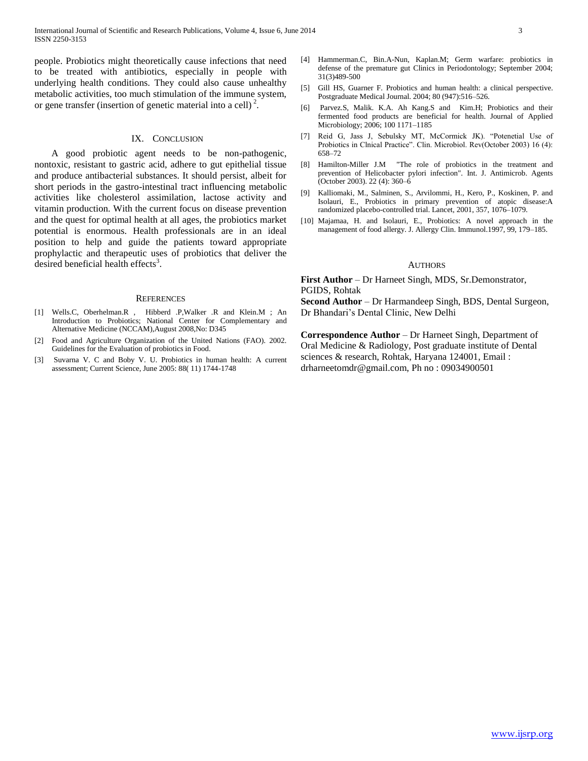people. Probiotics might theoretically cause infections that need to be treated with antibiotics, especially in people with underlying health conditions. They could also cause unhealthy metabolic activities, too much stimulation of the immune system, or gene transfer (insertion of genetic material into a cell) [2].

## IX. Conclusion

A good probiotic agent needs to be non-pathogenic, nontoxic, resistant to gastric acid, adhere to gut epithelial tissue and produce antibacterial substances. It should persist, albeit for short periods in the gastro-intestinal tract influencing metabolic activities like cholesterol assimilation, lactose activity and vitamin production. With the current focus on disease prevention and the quest for optimal health at all ages, the probiotics market potential is enormous. Health professionals are in an ideal position to help and guide the patients toward appropriate prophylactic and therapeutic uses of probiotics that deliver the desired beneficial health effects[3].

## References

[1] Wells.C, Oberhelman.R , Hibberd .P,Walker .R and Klein.M ; An Introduction to Probiotics; National Center for Complementary and Alternative Medicine (NCCAM),August 2008,No: D345

[2] Food and Agriculture Organization of the United Nations (FAO). 2002. Guidelines for the Evaluation of probiotics in Food.

[3] Suvarna V. C and Boby V. U. Probiotics in human health: A current assessment; Current Science, June 2005: 88( 11) 1744-1748

[4] Hammerman.C, Bin.A-Nun, Kaplan.M; Germ warfare: probiotics in defense of the premature gut Clinics in Periodontology; September 2004; 31(3)489-500

[5] Gill HS, Guarner F. Probiotics and human health: a clinical perspective. Postgraduate Medical Journal. 2004; 80 (947):516–526.

[6] Parvez.S, Malik. K.A. Ah Kang.S and Kim.H; Probiotics and their fermented food products are beneficial for health. Journal of Applied Microbiology; 2006; 100 1171–1185

[7] Reid G, Jass J, Sebulsky MT, McCormick JK). "Potenetial Use of Probiotics in Clnical Practice". Clin. Microbiol. Rev(October 2003) 16 (4): 658–72

[8] Hamilton-Miller J.M "The role of probiotics in the treatment and prevention of Helicobacter pylori infection". Int. J. Antimicrob. Agents (October 2003). 22 (4): 360–6

[9] Kalliomaki, M., Salminen, S., Arvilommi, H., Kero, P., Koskinen, P. and Isolauri, E., Probiotics in primary prevention of atopic disease:A randomized placebo-controlled trial. Lancet, 2001, 357, 1076–1079.

[10] Majamaa, H. and Isolauri, E., Probiotics: A novel approach in the management of food allergy. J. Allergy Clin. Immunol.1997, 99, 179–185.

## Authors

**First Author** – Dr Harneet Singh, MDS, Sr.Demonstrator, PGIDS, Rohtak

**Second Author** – Dr Harmandeep Singh, BDS, Dental Surgeon, Dr Bhandari's Dental Clinic, New Delhi

**Correspondence Author** – Dr Harneet Singh, Department of Oral Medicine & Radiology, Post graduate institute of Dental sciences & research, Rohtak, Haryana 124001, Email : drharneetomdr@gmail.com, Ph no : 09034900501